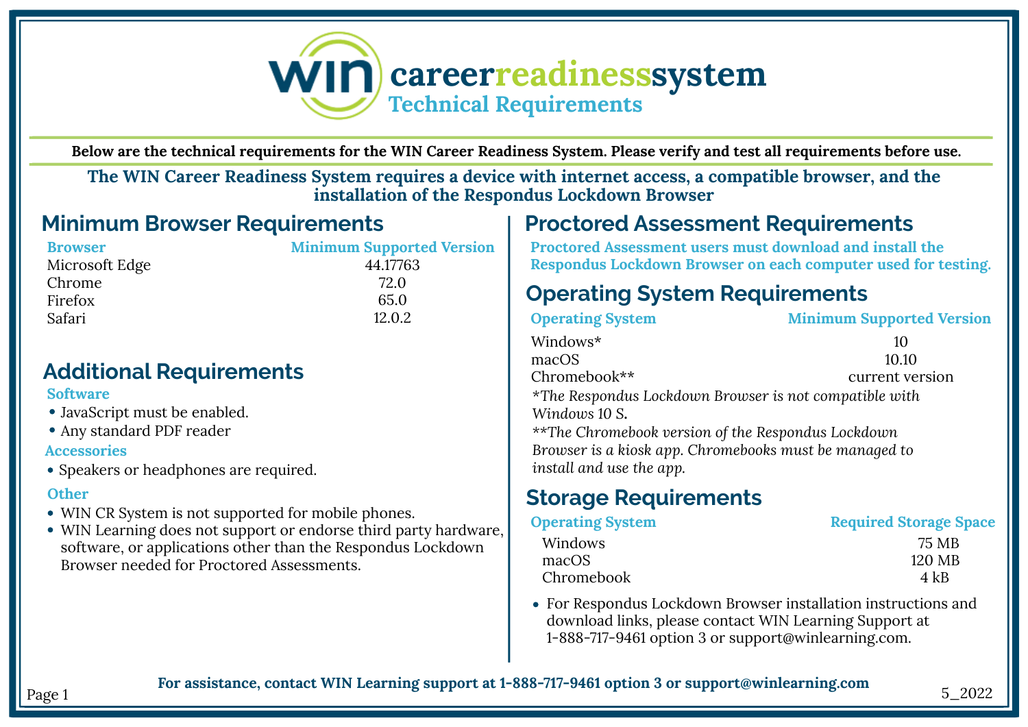# WIN career readiness system

## Technical Requirements

**Below are the technical requirements for the WIN Career Readiness System. Please verify and test all requirements before use.**

**The WIN Career Readiness System requires a device with internet access, a compatible browser, and the installation of the Respondus Lockdown Browser**

## Minimum Browser Requirements

| Browser | Minimum Supported Version |
|---|---|
| Microsoft Edge | 44.17763 |
| Chrome | 72.0 |
| Firefox | 65.0 |
| Safari | 12.0.2 |

## Additional Requirements

### Software

- JavaScript must be enabled.
- Any standard PDF reader

### Accessories

- Speakers or headphones are required.

### Other

- WIN CR System is not supported for mobile phones.
- WIN Learning does not support or endorse third party hardware, software, or applications other than the Respondus Lockdown Browser needed for Proctored Assessments.

## Proctored Assessment Requirements

**Proctored Assessment users must download and install the Respondus Lockdown Browser on each computer used for testing.**

## Operating System Requirements

| Operating System | Minimum Supported Version |
|---|---|
| Windows* | 10 |
| macOS | 10.10 |
| Chromebook** | current version |

*\*The Respondus Lockdown Browser is not compatible with Windows 10 S.*

*\*\*The Chromebook version of the Respondus Lockdown Browser is a kiosk app. Chromebooks must be managed to install and use the app.*

## Storage Requirements

| Operating System | Required Storage Space |
|---|---|
| Windows | 75 MB |
| macOS | 120 MB |
| Chromebook | 4 kB |

- For Respondus Lockdown Browser installation instructions and download links, please contact WIN Learning Support at 1-888-717-9461 option 3 or support@winlearning.com.

**For assistance, contact WIN Learning support at 1-888-717-9461 option 3 or support@winlearning.com**

5_2022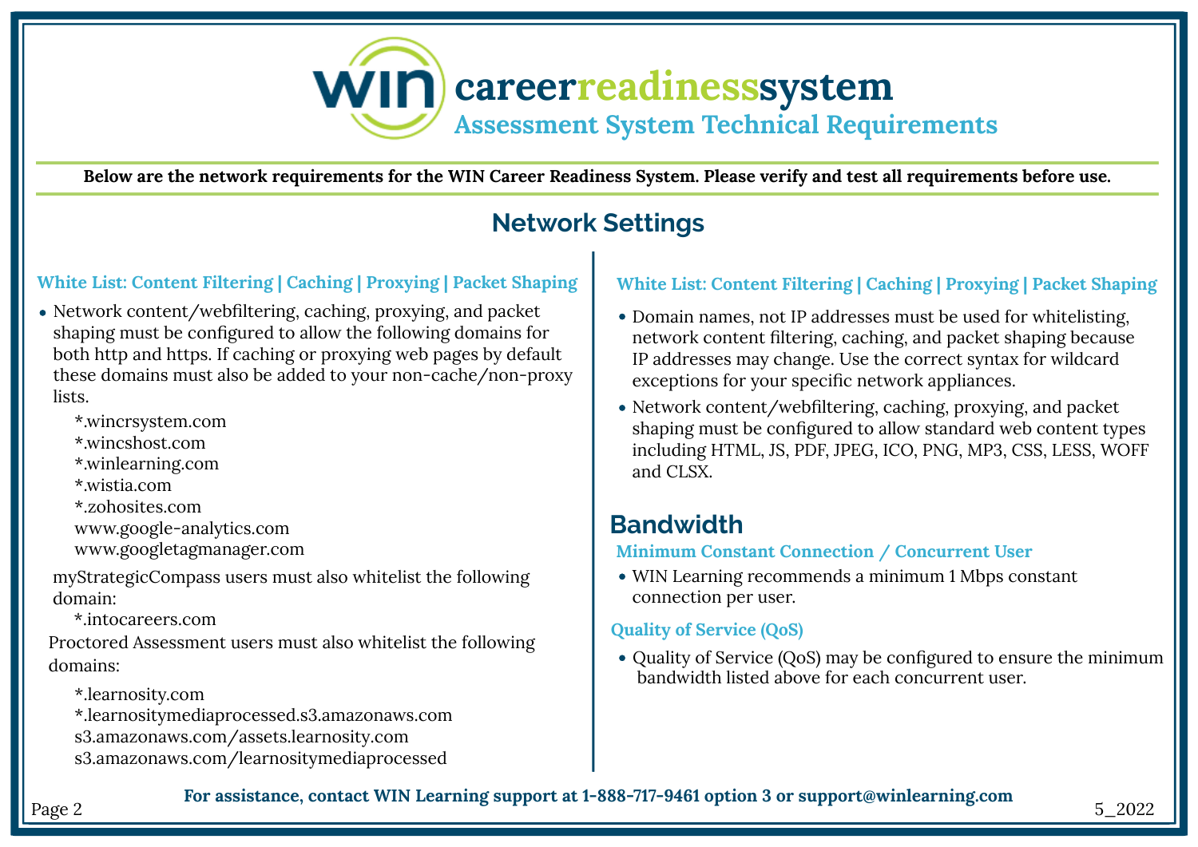# careerreadinesssystem

## Assessment System Technical Requirements

**Below are the network requirements for the WIN Career Readiness System. Please verify and test all requirements before use.**

## Network Settings

### White List: Content Filtering | Caching | Proxying | Packet Shaping

- Network content/webfiltering, caching, proxying, and packet shaping must be configured to allow the following domains for both http and https. If caching or proxying web pages by default these domains must also be added to your non-cache/non-proxy lists.

  *.wincrsystem.com
  *.wincshost.com
  *.winlearning.com
  *.wistia.com
  *.zohosites.com
  www.google-analytics.com
  www.googletagmanager.com

  myStrategicCompass users must also whitelist the following domain:

  *.intocareers.com

  Proctored Assessment users must also whitelist the following domains:

  *.learnosity.com
  *.learnositymediaprocessed.s3.amazonaws.com
  s3.amazonaws.com/assets.learnosity.com
  s3.amazonaws.com/learnositymediaprocessed

### White List: Content Filtering | Caching | Proxying | Packet Shaping

- Domain names, not IP addresses must be used for whitelisting, network content filtering, caching, and packet shaping because IP addresses may change. Use the correct syntax for wildcard exceptions for your specific network appliances.
- Network content/webfiltering, caching, proxying, and packet shaping must be configured to allow standard web content types including HTML, JS, PDF, JPEG, ICO, PNG, MP3, CSS, LESS, WOFF and CLSX.

## Bandwidth

### Minimum Constant Connection / Concurrent User

- WIN Learning recommends a minimum 1 Mbps constant connection per user.

### Quality of Service (QoS)

- Quality of Service (QoS) may be configured to ensure the minimum bandwidth listed above for each concurrent user.

**For assistance, contact WIN Learning support at 1-888-717-9461 option 3 or support@winlearning.com**

5_2022